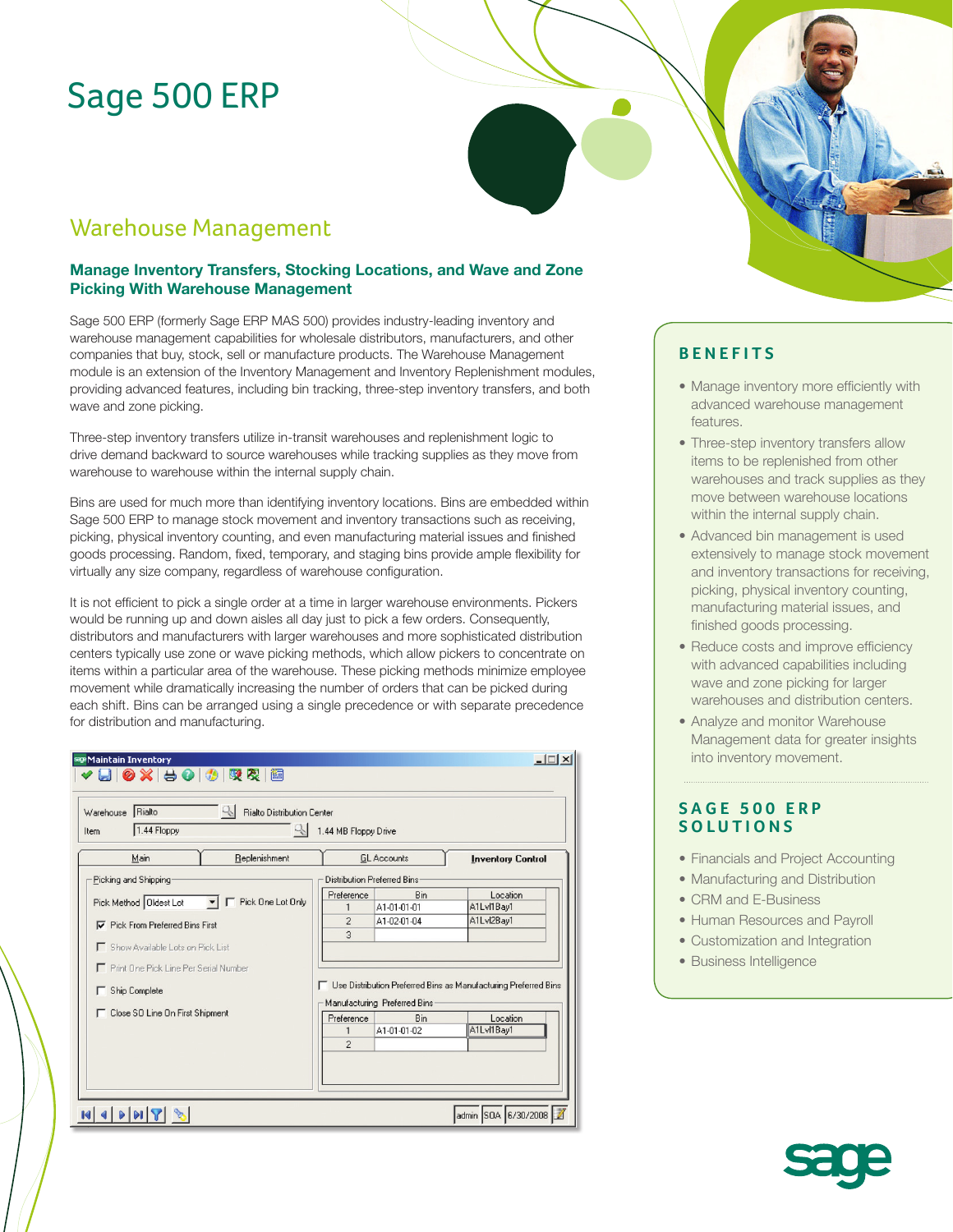# Sage 500 ERP

## Warehouse Management

### Manage Inventory Transfers, Stocking Locations, and Wave and Zone Picking With Warehouse Management

Sage 500 ERP (formerly Sage ERP MAS 500) provides industry-leading inventory and warehouse management capabilities for wholesale distributors, manufacturers, and other companies that buy, stock, sell or manufacture products. The Warehouse Management module is an extension of the Inventory Management and Inventory Replenishment modules, providing advanced features, including bin tracking, three-step inventory transfers, and both wave and zone picking.

Three-step inventory transfers utilize in-transit warehouses and replenishment logic to drive demand backward to source warehouses while tracking supplies as they move from warehouse to warehouse within the internal supply chain.

Bins are used for much more than identifying inventory locations. Bins are embedded within Sage 500 ERP to manage stock movement and inventory transactions such as receiving, picking, physical inventory counting, and even manufacturing material issues and finished goods processing. Random, fixed, temporary, and staging bins provide ample flexibility for virtually any size company, regardless of warehouse configuration.

It is not efficient to pick a single order at a time in larger warehouse environments. Pickers would be running up and down aisles all day just to pick a few orders. Consequently, distributors and manufacturers with larger warehouses and more sophisticated distribution centers typically use zone or wave picking methods, which allow pickers to concentrate on items within a particular area of the warehouse. These picking methods minimize employee movement while dramatically increasing the number of orders that can be picked during each shift. Bins can be arranged using a single precedence or with separate precedence for distribution and manufacturing.

## BENEFITS

- Manage inventory more efficiently with advanced warehouse management features.
- Three-step inventory transfers allow items to be replenished from other warehouses and track supplies as they move between warehouse locations within the internal supply chain.
- Advanced bin management is used extensively to manage stock movement and inventory transactions for receiving, picking, physical inventory counting, manufacturing material issues, and finished goods processing.
- Reduce costs and improve efficiency with advanced capabilities including wave and zone picking for larger warehouses and distribution centers.
- Analyze and monitor Warehouse Management data for greater insights into inventory movement.

## SAGE 500 ERP SOLUTIONS

- Financials and Project Accounting
- Manufacturing and Distribution
- CRM and E-Business
- Human Resources and Payroll
- Customization and Integration
- Business Intelligence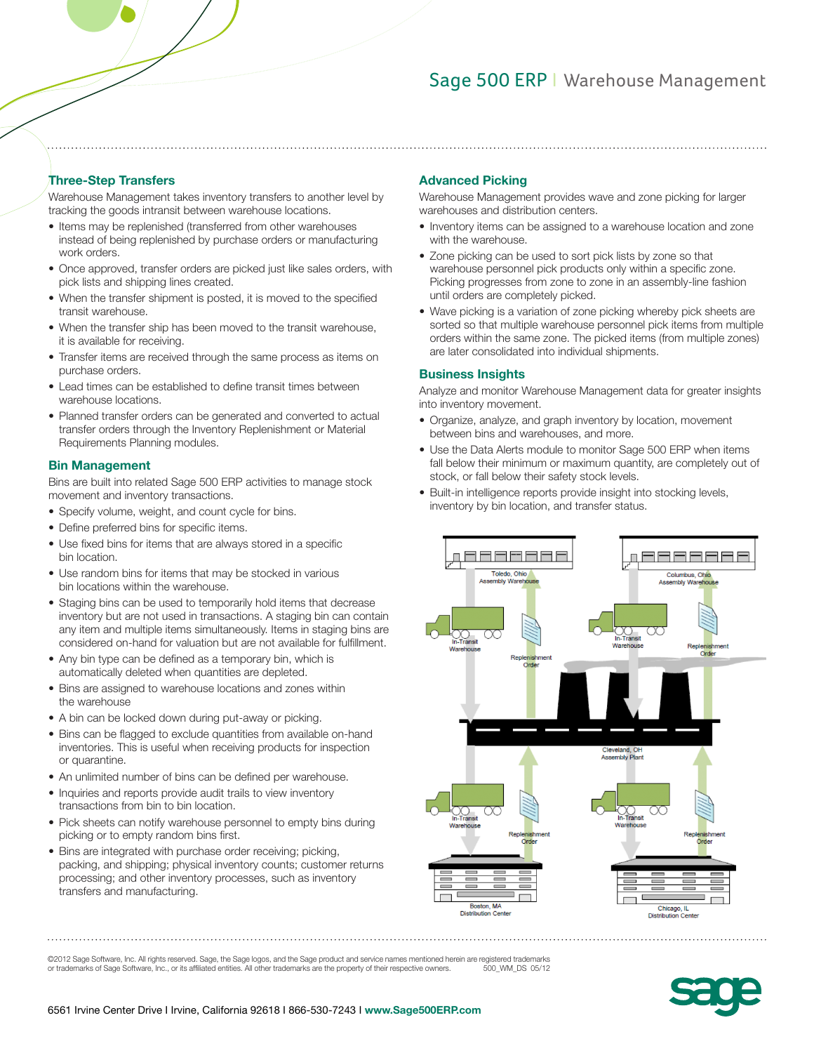## Three-Step Transfers

Warehouse Management takes inventory transfers to another level by tracking the goods intransit between warehouse locations.

- Items may be replenished (transferred from other warehouses instead of being replenished by purchase orders or manufacturing work orders.
- Once approved, transfer orders are picked just like sales orders, with pick lists and shipping lines created.
- When the transfer shipment is posted, it is moved to the specified transit warehouse.
- When the transfer ship has been moved to the transit warehouse, it is available for receiving.
- Transfer items are received through the same process as items on purchase orders.
- Lead times can be established to define transit times between warehouse locations.
- Planned transfer orders can be generated and converted to actual transfer orders through the Inventory Replenishment or Material Requirements Planning modules.

## Bin Management

Bins are built into related Sage 500 ERP activities to manage stock movement and inventory transactions.

- Specify volume, weight, and count cycle for bins.
- Define preferred bins for specific items.
- Use fixed bins for items that are always stored in a specific bin location.
- Use random bins for items that may be stocked in various bin locations within the warehouse.
- Staging bins can be used to temporarily hold items that decrease inventory but are not used in transactions. A staging bin can contain any item and multiple items simultaneously. Items in staging bins are considered on-hand for valuation but are not available for fulfillment.
- Any bin type can be defined as a temporary bin, which is automatically deleted when quantities are depleted.
- Bins are assigned to warehouse locations and zones within the warehouse
- A bin can be locked down during put-away or picking.
- Bins can be flagged to exclude quantities from available on-hand inventories. This is useful when receiving products for inspection or quarantine.
- An unlimited number of bins can be defined per warehouse.
- Inquiries and reports provide audit trails to view inventory transactions from bin to bin location.
- Pick sheets can notify warehouse personnel to empty bins during picking or to empty random bins first.
- Bins are integrated with purchase order receiving; picking, packing, and shipping; physical inventory counts; customer returns processing; and other inventory processes, such as inventory transfers and manufacturing.

## Advanced Picking

Warehouse Management provides wave and zone picking for larger warehouses and distribution centers.

- Inventory items can be assigned to a warehouse location and zone with the warehouse.
- Zone picking can be used to sort pick lists by zone so that warehouse personnel pick products only within a specific zone. Picking progresses from zone to zone in an assembly-line fashion until orders are completely picked.
- Wave picking is a variation of zone picking whereby pick sheets are sorted so that multiple warehouse personnel pick items from multiple orders within the same zone. The picked items (from multiple zones) are later consolidated into individual shipments.

## Business Insights

Analyze and monitor Warehouse Management data for greater insights into inventory movement.

- Organize, analyze, and graph inventory by location, movement between bins and warehouses, and more.
- Use the Data Alerts module to monitor Sage 500 ERP when items fall below their minimum or maximum quantity, are completely out of stock, or fall below their safety stock levels.
- Built-in intelligence reports provide insight into stocking levels, inventory by bin location, and transfer status.

Toledo, Ohio
Assembly Warehouse

Columbus, Ohio
Assembly Warehouse

In-Transit
Warehouse

Replenishment
Order

In-Transit
Warehouse

Replenishment
Order

Cleveland, OH
Assembly Plant

In-Transit
Warehouse

Replenishment
Order

In-Transit
Warehouse

Replenishment
Order

Boston, MA
Distribution Center

Chicago, IL
Distribution Center

©2012 Sage Software, Inc. All rights reserved. Sage, the Sage logos, and the Sage product and service names mentioned herein are registered trademarks or trademarks of Sage Software, Inc., or its affiliated entities. All other trademarks are the property of their respective owners. 500_WM_DS 05/12

6561 Irvine Center Drive I Irvine, California 92618 I 866-530-7243 I **www.Sage500ERP.com**